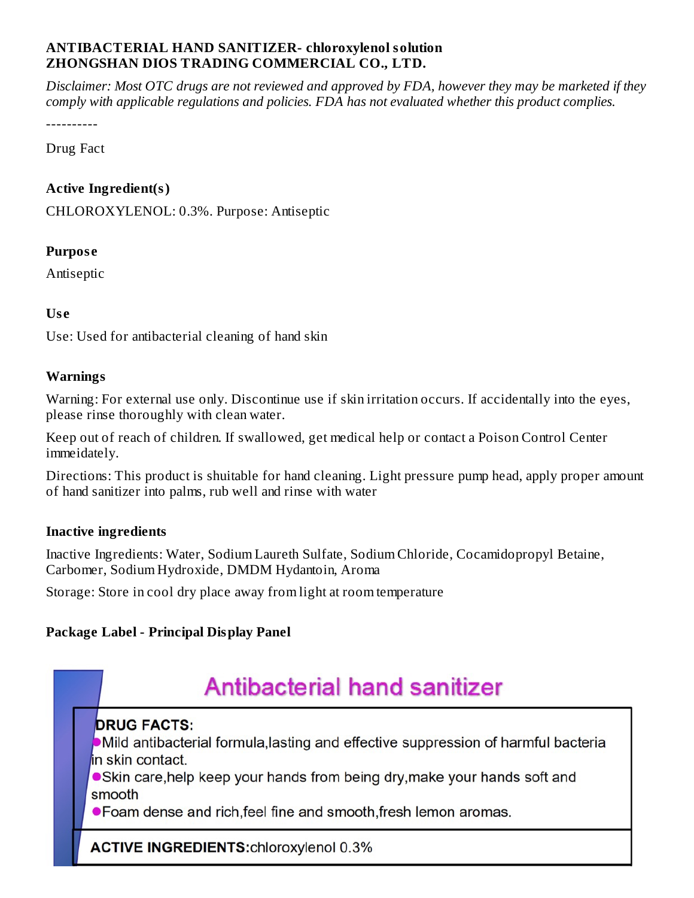**ANTIBACTERIAL HAND SANITIZER- chloroxylenol solution**
**ZHONGSHAN DIOS TRADING COMMERCIAL CO., LTD.**

*Disclaimer: Most OTC drugs are not reviewed and approved by FDA, however they may be marketed if they comply with applicable regulations and policies. FDA has not evaluated whether this product complies.*

----------

Drug Fact

### Active Ingredient(s)

CHLOROXYLENOL: 0.3%. Purpose: Antiseptic

### Purpose

Antiseptic

### Use

Use: Used for antibacterial cleaning of hand skin

### Warnings

Warning: For external use only. Discontinue use if skin irritation occurs. If accidentally into the eyes, please rinse thoroughly with clean water.

Keep out of reach of children. If swallowed, get medical help or contact a Poison Control Center immeidately.

Directions: This product is shuitable for hand cleaning. Light pressure pump head, apply proper amount of hand sanitizer into palms, rub well and rinse with water

### Inactive ingredients

Inactive Ingredients: Water, Sodium Laureth Sulfate, Sodium Chloride, Cocamidopropyl Betaine, Carbomer, Sodium Hydroxide, DMDM Hydantoin, Aroma

Storage: Store in cool dry place away from light at room temperature

### Package Label - Principal Display Panel

Antibacterial hand sanitizer

**DRUG FACTS:**

- Mild antibacterial formula,lasting and effective suppression of harmful bacteria in skin contact.
- Skin care,help keep your hands from being dry,make your hands soft and smooth
- Foam dense and rich,feel fine and smooth,fresh lemon aromas.

**ACTIVE INGREDIENTS:** chloroxylenol 0.3%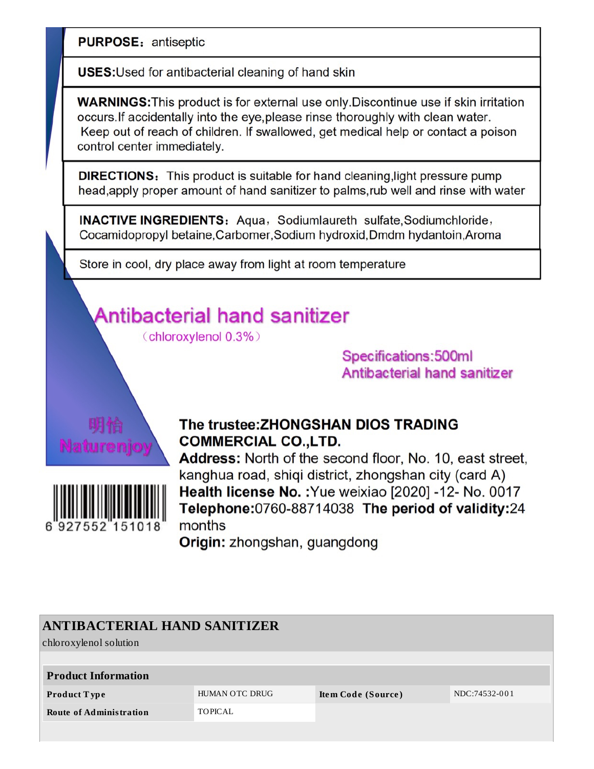**PURPOSE：** antiseptic

**USES:** Used for antibacterial cleaning of hand skin

**WARNINGS:** This product is for external use only.Discontinue use if skin irritation occurs.If accidentally into the eye,please rinse thoroughly with clean water. Keep out of reach of children. If swallowed, get medical help or contact a poison control center immediately.

**DIRECTIONS：** This product is suitable for hand cleaning,light pressure pump head,apply proper amount of hand sanitizer to palms,rub well and rinse with water

**INACTIVE INGREDIENTS：** Aqua，Sodiumlaureth sulfate,Sodiumchloride，Cocamidopropyl betaine,Carbomer,Sodium hydroxid,Dmdm hydantoin,Aroma

Store in cool, dry place away from light at room temperature

## Antibacterial hand sanitizer

（chloroxylenol 0.3%）

Specifications:500ml
Antibacterial hand sanitizer

明怡
Naturenjoy

6 927552 151018

**The trustee:ZHONGSHAN DIOS TRADING COMMERCIAL CO.,LTD.**
**Address:** North of the second floor, No. 10, east street, kanghua road, shiqi district, zhongshan city (card A)
**Health license No. :** Yue weixiao [2020] -12- No. 0017
**Telephone:** 0760-88714038 **The period of validity:** 24 months
**Origin:** zhongshan, guangdong

## ANTIBACTERIAL HAND SANITIZER

chloroxylenol solution

| Product Information | | | |
|---|---|---|---|
| **Product Type** | HUMAN OTC DRUG | **Item Code (Source)** | NDC:74532-001 |
| **Route of Administration** | TOPICAL | | |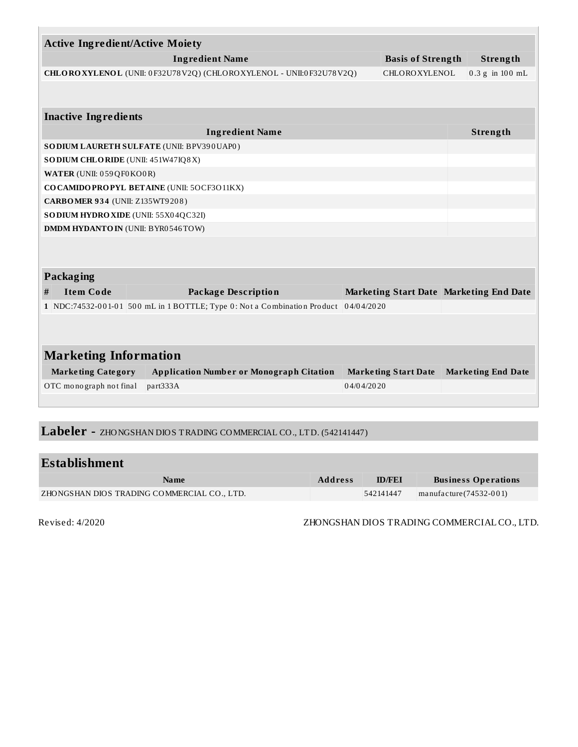| Active Ingredient/Active Moiety | | |
|---|---|---|
| **Ingredient Name** | **Basis of Strength** | **Strength** |
| **CHLOROXYLENOL** (UNII: 0F32U78V2Q) (CHLOROXYLENOL - UNII:0F32U78V2Q) | CHLOROXYLENOL | 0.3 g in 100 mL |

| Inactive Ingredients | |
|---|---|
| **Ingredient Name** | **Strength** |
| **SODIUM LAURETH SULFATE** (UNII: BPV390UAP0) | |
| **SODIUM CHLORIDE** (UNII: 451W47IQ8X) | |
| **WATER** (UNII: 059QF0KO0R) | |
| **COCAMIDOPROPYL BETAINE** (UNII: 5OCF3O11KX) | |
| **CARBOMER 934** (UNII: Z135WT9208) | |
| **SODIUM HYDROXIDE** (UNII: 55X04QC32I) | |
| **DMDM HYDANTOIN** (UNII: BYR0546TOW) | |

| Packaging | | | | |
|---|---|---|---|---|
| **#** | **Item Code** | **Package Description** | **Marketing Start Date** | **Marketing End Date** |
| 1 | NDC:74532-001-01 | 500 mL in 1 BOTTLE; Type 0: Not a Combination Product | 04/04/2020 | |

| Marketing Information | | | |
|---|---|---|---|
| **Marketing Category** | **Application Number or Monograph Citation** | **Marketing Start Date** | **Marketing End Date** |
| OTC monograph not final | part333A | 04/04/2020 | |

## Labeler - ZHONGSHAN DIOS TRADING COMMERCIAL CO., LTD. (542141447)

| Establishment | | | |
|---|---|---|---|
| **Name** | **Address** | **ID/FEI** | **Business Operations** |
| ZHONGSHAN DIOS TRADING COMMERCIAL CO., LTD. | | 542141447 | manufacture(74532-001) |

Revised: 4/2020 ZHONGSHAN DIOS TRADING COMMERCIAL CO., LTD.